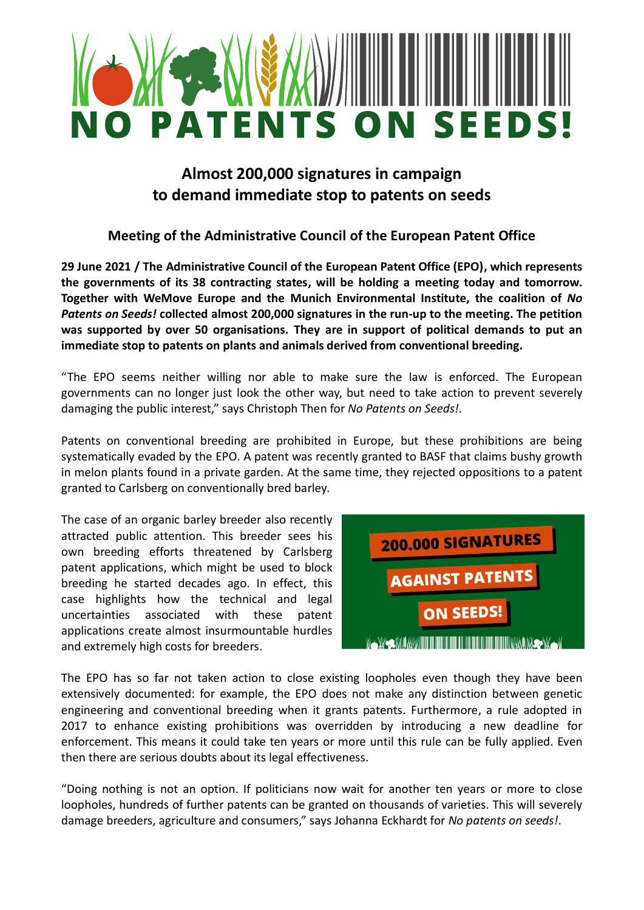# NO PATENTS ON SEEDS!

## Almost 200,000 signatures in campaign to demand immediate stop to patents on seeds

### Meeting of the Administrative Council of the European Patent Office

**29 June 2021 / The Administrative Council of the European Patent Office (EPO), which represents the governments of its 38 contracting states, will be holding a meeting today and tomorrow. Together with WeMove Europe and the Munich Environmental Institute, the coalition of *No Patents on Seeds!* collected almost 200,000 signatures in the run-up to the meeting. The petition was supported by over 50 organisations. They are in support of political demands to put an immediate stop to patents on plants and animals derived from conventional breeding.**

"The EPO seems neither willing nor able to make sure the law is enforced. The European governments can no longer just look the other way, but need to take action to prevent severely damaging the public interest," says Christoph Then for *No Patents on Seeds!*.

Patents on conventional breeding are prohibited in Europe, but these prohibitions are being systematically evaded by the EPO. A patent was recently granted to BASF that claims bushy growth in melon plants found in a private garden. At the same time, they rejected oppositions to a patent granted to Carlsberg on conventionally bred barley.

The case of an organic barley breeder also recently attracted public attention. This breeder sees his own breeding efforts threatened by Carlsberg patent applications, which might be used to block breeding he started decades ago. In effect, this case highlights how the technical and legal uncertainties associated with these patent applications create almost insurmountable hurdles and extremely high costs for breeders.

200.000 SIGNATURES AGAINST PATENTS ON SEEDS!

The EPO has so far not taken action to close existing loopholes even though they have been extensively documented: for example, the EPO does not make any distinction between genetic engineering and conventional breeding when it grants patents. Furthermore, a rule adopted in 2017 to enhance existing prohibitions was overridden by introducing a new deadline for enforcement. This means it could take ten years or more until this rule can be fully applied. Even then there are serious doubts about its legal effectiveness.

"Doing nothing is not an option. If politicians now wait for another ten years or more to close loopholes, hundreds of further patents can be granted on thousands of varieties. This will severely damage breeders, agriculture and consumers," says Johanna Eckhardt for *No patents on seeds!*.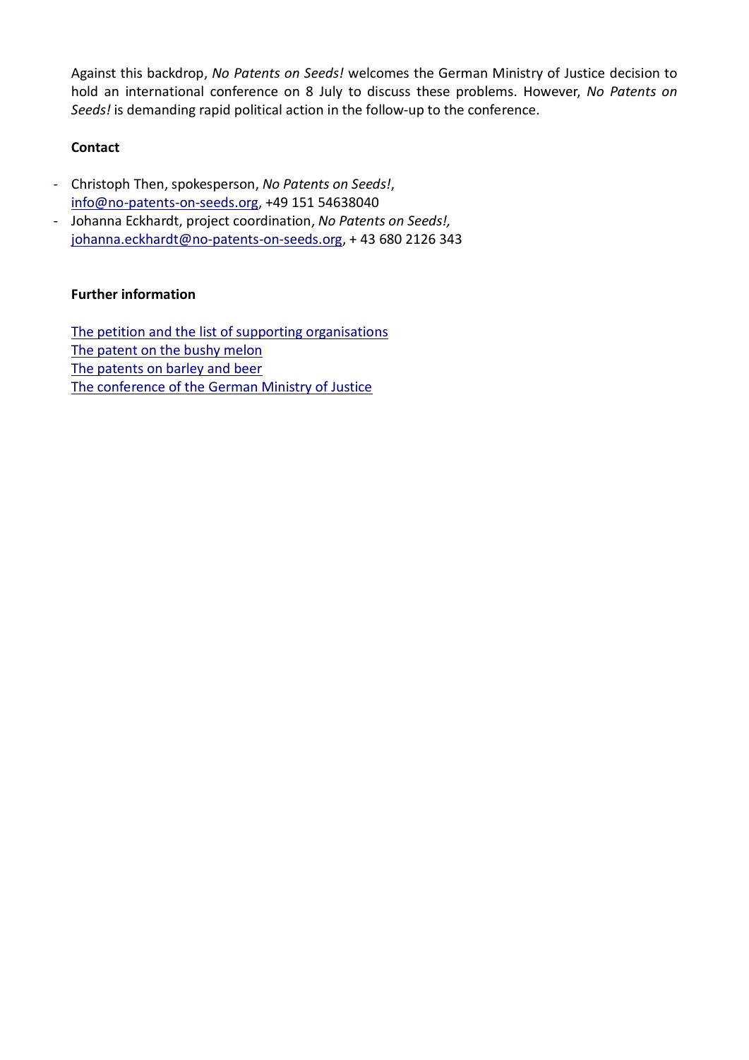Against this backdrop, *No Patents on Seeds!* welcomes the German Ministry of Justice decision to hold an international conference on 8 July to discuss these problems. However, *No Patents on Seeds!* is demanding rapid political action in the follow-up to the conference.

**Contact**

- Christoph Then, spokesperson, *No Patents on Seeds!*, info@no-patents-on-seeds.org, +49 151 54638040
- Johanna Eckhardt, project coordination, *No Patents on Seeds!,* johanna.eckhardt@no-patents-on-seeds.org, + 43 680 2126 343

**Further information**

The petition and the list of supporting organisations
The patent on the bushy melon
The patents on barley and beer
The conference of the German Ministry of Justice